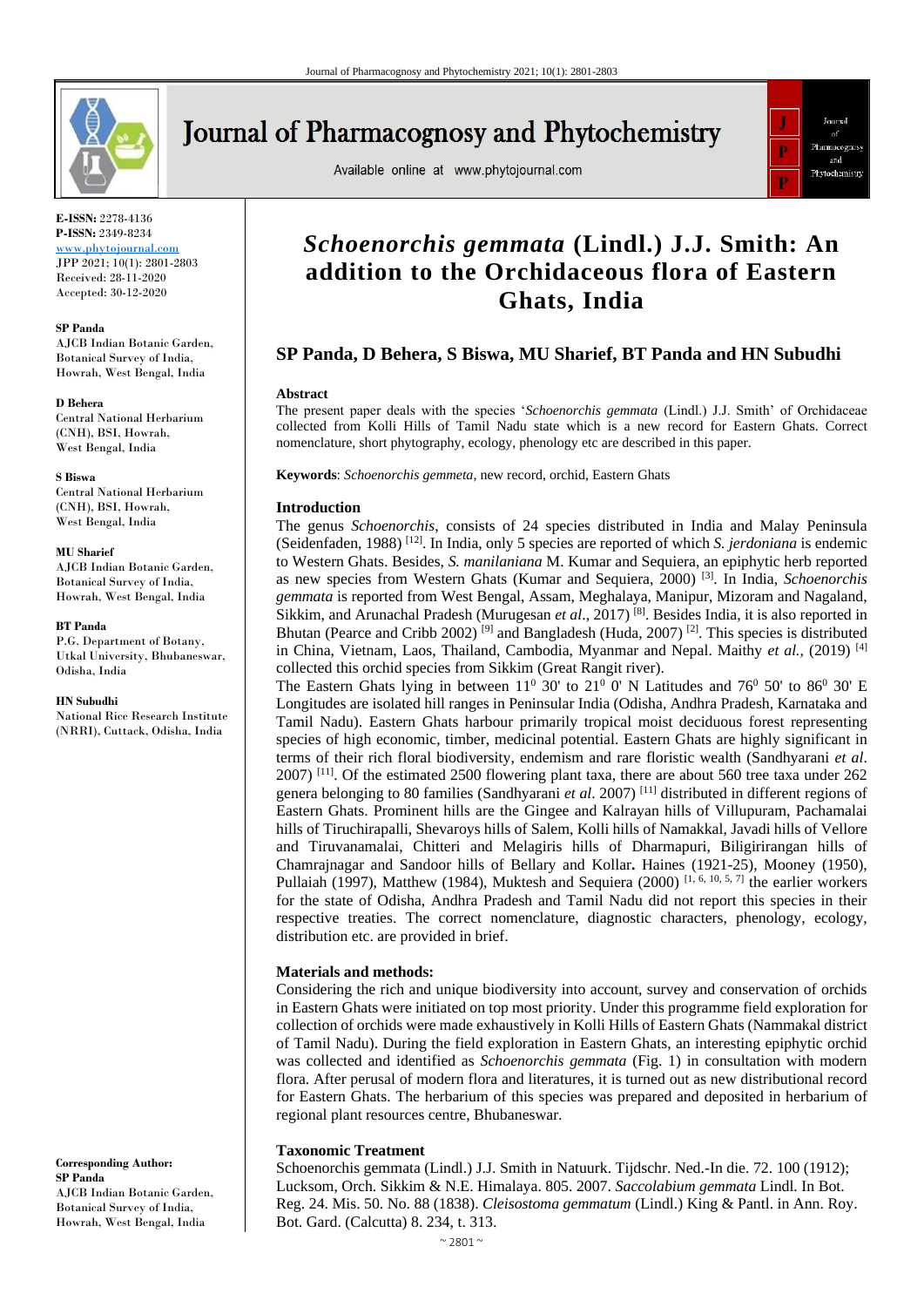E-ISSN: 2278-4136
P-ISSN: 2349-8234
www.phytojournal.com
JPP 2021; 10(1): 2801-2803
Received: 28-11-2020
Accepted: 30-12-2020

**SP Panda**
AJCB Indian Botanic Garden, Botanical Survey of India, Howrah, West Bengal, India

**D Behera**
Central National Herbarium (CNH), BSI, Howrah, West Bengal, India

**S Biswa**
Central National Herbarium (CNH), BSI, Howrah, West Bengal, India

**MU Sharief**
AJCB Indian Botanic Garden, Botanical Survey of India, Howrah, West Bengal, India

**BT Panda**
P.G. Department of Botany, Utkal University, Bhubaneswar, Odisha, India

**HN Subudhi**
National Rice Research Institute (NRRI), Cuttack, Odisha, India

**Corresponding Author:**
**SP Panda**
AJCB Indian Botanic Garden, Botanical Survey of India, Howrah, West Bengal, India

# *Schoenorchis gemmata* (Lindl.) J.J. Smith: An addition to the Orchidaceous flora of Eastern Ghats, India

## SP Panda, D Behera, S Biswa, MU Sharief, BT Panda and HN Subudhi

### Abstract

The present paper deals with the species '*Schoenorchis gemmata* (Lindl.) J.J. Smith' of Orchidaceae collected from Kolli Hills of Tamil Nadu state which is a new record for Eastern Ghats. Correct nomenclature, short phytography, ecology, phenology etc are described in this paper.

**Keywords**: *Schoenorchis gemmeta*, new record, orchid, Eastern Ghats

### Introduction

The genus *Schoenorchis*, consists of 24 species distributed in India and Malay Peninsula (Seidenfaden, 1988) [12]. In India, only 5 species are reported of which *S. jerdoniana* is endemic to Western Ghats. Besides, *S. manilaniana* M. Kumar and Sequiera, an epiphytic herb reported as new species from Western Ghats (Kumar and Sequiera, 2000) [3]. In India, *Schoenorchis gemmata* is reported from West Bengal, Assam, Meghalaya, Manipur, Mizoram and Nagaland, Sikkim, and Arunachal Pradesh (Murugesan *et al*., 2017) [8]. Besides India, it is also reported in Bhutan (Pearce and Cribb 2002) [9] and Bangladesh (Huda, 2007) [2]. This species is distributed in China, Vietnam, Laos, Thailand, Cambodia, Myanmar and Nepal. Maithy *et al.,* (2019) [4] collected this orchid species from Sikkim (Great Rangit river).

The Eastern Ghats lying in between $11^0$ 30' to $21^0$ 0' N Latitudes and $76^0$ 50' to $86^0$ 30' E Longitudes are isolated hill ranges in Peninsular India (Odisha, Andhra Pradesh, Karnataka and Tamil Nadu). Eastern Ghats harbour primarily tropical moist deciduous forest representing species of high economic, timber, medicinal potential. Eastern Ghats are highly significant in terms of their rich floral biodiversity, endemism and rare floristic wealth (Sandhyarani *et al*. 2007) [11]. Of the estimated 2500 flowering plant taxa, there are about 560 tree taxa under 262 genera belonging to 80 families (Sandhyarani *et al*. 2007) [11] distributed in different regions of Eastern Ghats. Prominent hills are the Gingee and Kalrayan hills of Villupuram, Pachamalai hills of Tiruchirapalli, Shevaroys hills of Salem, Kolli hills of Namakkal, Javadi hills of Vellore and Tiruvanamalai, Chitteri and Melagiris hills of Dharmapuri, Biligirirangan hills of Chamrajnagar and Sandoor hills of Bellary and Kollar**.** Haines (1921-25), Mooney (1950), Pullaiah (1997), Matthew (1984), Muktesh and Sequiera (2000) [1, 6, 10, 5, 7] the earlier workers for the state of Odisha, Andhra Pradesh and Tamil Nadu did not report this species in their respective treaties. The correct nomenclature, diagnostic characters, phenology, ecology, distribution etc. are provided in brief.

### Materials and methods:

Considering the rich and unique biodiversity into account, survey and conservation of orchids in Eastern Ghats were initiated on top most priority. Under this programme field exploration for collection of orchids were made exhaustively in Kolli Hills of Eastern Ghats (Nammakal district of Tamil Nadu). During the field exploration in Eastern Ghats, an interesting epiphytic orchid was collected and identified as *Schoenorchis gemmata* (Fig. 1) in consultation with modern flora. After perusal of modern flora and literatures, it is turned out as new distributional record for Eastern Ghats. The herbarium of this species was prepared and deposited in herbarium of regional plant resources centre, Bhubaneswar.

### Taxonomic Treatment

Schoenorchis gemmata (Lindl.) J.J. Smith in Natuurk. Tijdschr. Ned.-In die. 72. 100 (1912); Lucksom, Orch. Sikkim & N.E. Himalaya. 805. 2007. *Saccolabium gemmata* Lindl. In Bot. Reg. 24. Mis. 50. No. 88 (1838). *Cleisostoma gemmatum* (Lindl.) King & Pantl. in Ann. Roy. Bot. Gard. (Calcutta) 8. 234, t. 313.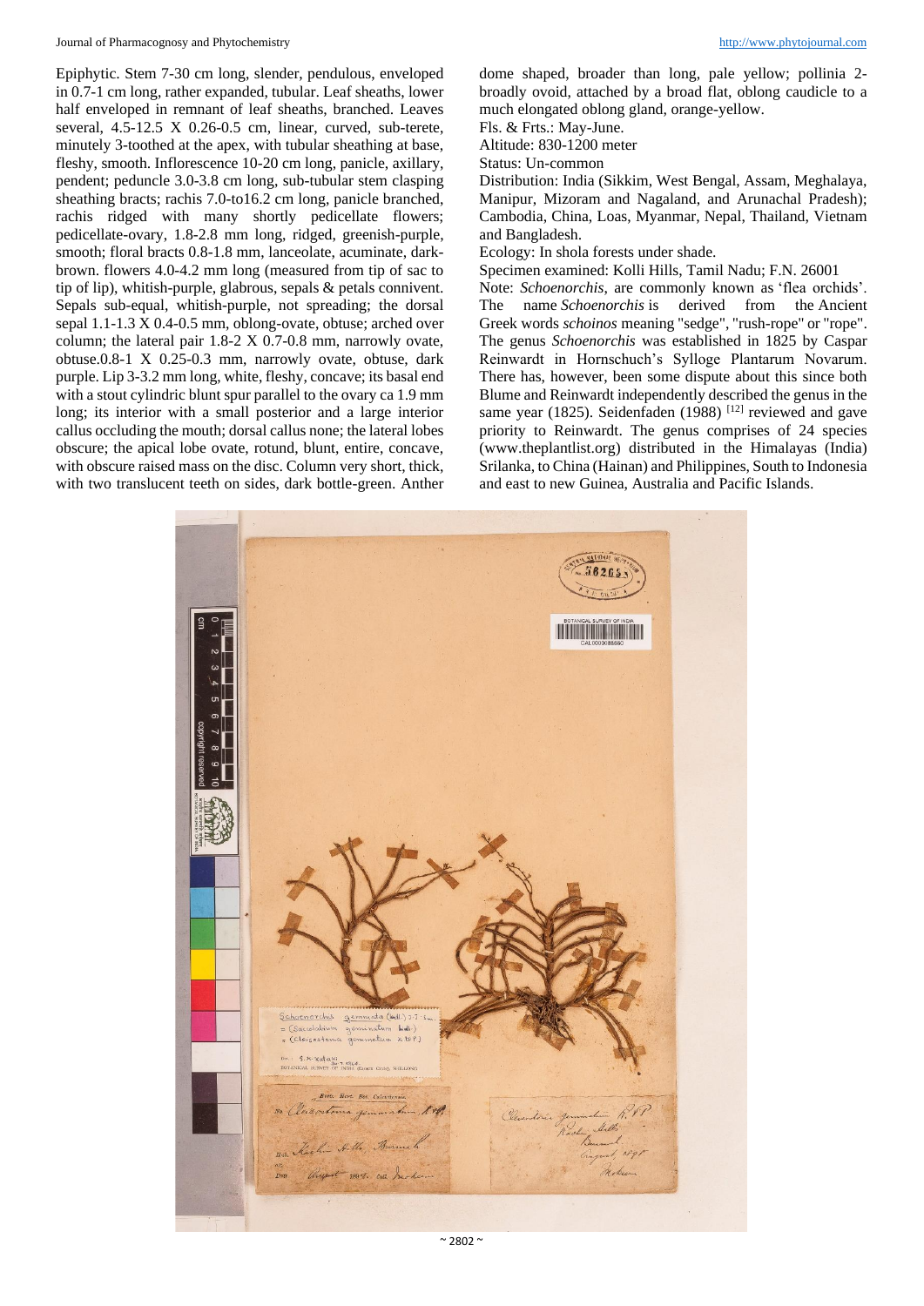Epiphytic. Stem 7-30 cm long, slender, pendulous, enveloped in 0.7-1 cm long, rather expanded, tubular. Leaf sheaths, lower half enveloped in remnant of leaf sheaths, branched. Leaves several, 4.5-12.5 X 0.26-0.5 cm, linear, curved, sub-terete, minutely 3-toothed at the apex, with tubular sheathing at base, fleshy, smooth. Inflorescence 10-20 cm long, panicle, axillary, pendent; peduncle 3.0-3.8 cm long, sub-tubular stem clasping sheathing bracts; rachis 7.0-to16.2 cm long, panicle branched, rachis ridged with many shortly pedicellate flowers; pedicellate-ovary, 1.8-2.8 mm long, ridged, greenish-purple, smooth; floral bracts 0.8-1.8 mm, lanceolate, acuminate, dark-brown. flowers 4.0-4.2 mm long (measured from tip of sac to tip of lip), whitish-purple, glabrous, sepals & petals connivent. Sepals sub-equal, whitish-purple, not spreading; the dorsal sepal 1.1-1.3 X 0.4-0.5 mm, oblong-ovate, obtuse; arched over column; the lateral pair 1.8-2 X 0.7-0.8 mm, narrowly ovate, obtuse.0.8-1 X 0.25-0.3 mm, narrowly ovate, obtuse, dark purple. Lip 3-3.2 mm long, white, fleshy, concave; its basal end with a stout cylindric blunt spur parallel to the ovary ca 1.9 mm long; its interior with a small posterior and a large interior callus occluding the mouth; dorsal callus none; the lateral lobes obscure; the apical lobe ovate, rotund, blunt, entire, concave, with obscure raised mass on the disc. Column very short, thick, with two translucent teeth on sides, dark bottle-green. Anther dome shaped, broader than long, pale yellow; pollinia 2-broadly ovoid, attached by a broad flat, oblong caudicle to a much elongated oblong gland, orange-yellow.

Fls. & Frts.: May-June.

Altitude: 830-1200 meter

Status: Un-common

Distribution: India (Sikkim, West Bengal, Assam, Meghalaya, Manipur, Mizoram and Nagaland, and Arunachal Pradesh); Cambodia, China, Loas, Myanmar, Nepal, Thailand, Vietnam and Bangladesh.

Ecology: In shola forests under shade.

Specimen examined: Kolli Hills, Tamil Nadu; F.N. 26001

Note: *Schoenorchis*, are commonly known as 'flea orchids'. The name *Schoenorchis* is derived from the Ancient Greek words *schoinos* meaning "sedge", "rush-rope" or "rope". The genus *Schoenorchis* was established in 1825 by Caspar Reinwardt in Hornschuch's Sylloge Plantarum Novarum. There has, however, been some dispute about this since both Blume and Reinwardt independently described the genus in the same year (1825). Seidenfaden (1988) [12] reviewed and gave priority to Reinwardt. The genus comprises of 24 species (www.theplantlist.org) distributed in the Himalayas (India) Srilanka, to China (Hainan) and Philippines, South to Indonesia and east to new Guinea, Australia and Pacific Islands.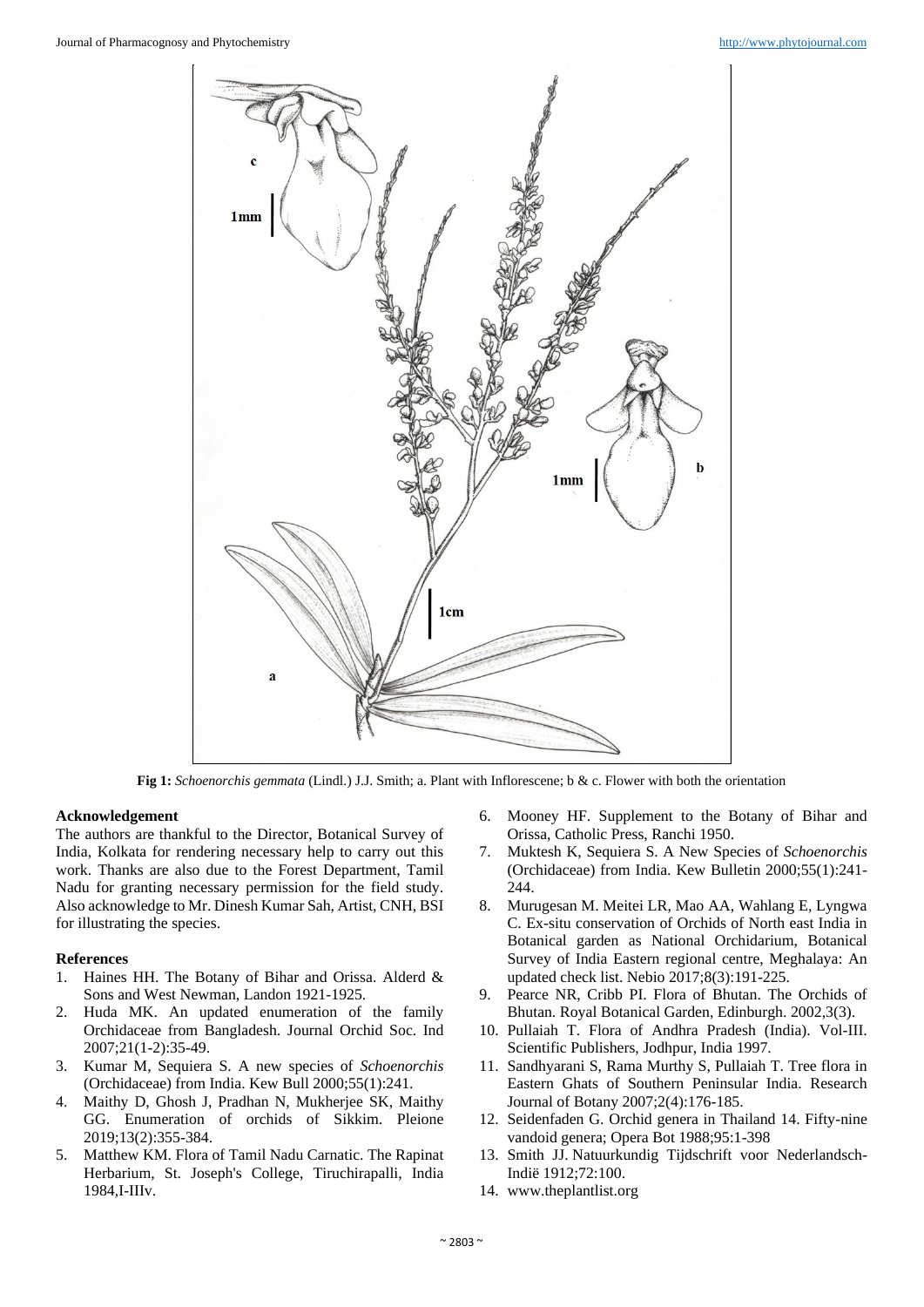1mm

c

1mm

b

1cm

a

**Fig 1:** *Schoenorchis gemmata* (Lindl.) J.J. Smith; a. Plant with Inflorescene; b & c. Flower with both the orientation

#### Acknowledgement

The authors are thankful to the Director, Botanical Survey of India, Kolkata for rendering necessary help to carry out this work. Thanks are also due to the Forest Department, Tamil Nadu for granting necessary permission for the field study. Also acknowledge to Mr. Dinesh Kumar Sah, Artist, CNH, BSI for illustrating the species.

#### References

1. Haines HH. The Botany of Bihar and Orissa. Alderd & Sons and West Newman, Landon 1921-1925.
2. Huda MK. An updated enumeration of the family Orchidaceae from Bangladesh. Journal Orchid Soc. Ind 2007;21(1-2):35-49.
3. Kumar M, Sequiera S. A new species of *Schoenorchis* (Orchidaceae) from India. Kew Bull 2000;55(1):241.
4. Maithy D, Ghosh J, Pradhan N, Mukherjee SK, Maithy GG. Enumeration of orchids of Sikkim. Pleione 2019;13(2):355-384.
5. Matthew KM. Flora of Tamil Nadu Carnatic. The Rapinat Herbarium, St. Joseph's College, Tiruchirapalli, India 1984,I-IIIv.
6. Mooney HF. Supplement to the Botany of Bihar and Orissa, Catholic Press, Ranchi 1950.
7. Muktesh K, Sequiera S. A New Species of *Schoenorchis* (Orchidaceae) from India. Kew Bulletin 2000;55(1):241-244.
8. Murugesan M. Meitei LR, Mao AA, Wahlang E, Lyngwa C. Ex-situ conservation of Orchids of North east India in Botanical garden as National Orchidarium, Botanical Survey of India Eastern regional centre, Meghalaya: An updated check list. Nebio 2017;8(3):191-225.
9. Pearce NR, Cribb PI. Flora of Bhutan. The Orchids of Bhutan. Royal Botanical Garden, Edinburgh. 2002,3(3).
10. Pullaiah T. Flora of Andhra Pradesh (India). Vol-III. Scientific Publishers, Jodhpur, India 1997.
11. Sandhyarani S, Rama Murthy S, Pullaiah T. Tree flora in Eastern Ghats of Southern Peninsular India. Research Journal of Botany 2007;2(4):176-185.
12. Seidenfaden G. Orchid genera in Thailand 14. Fifty-nine vandoid genera; Opera Bot 1988;95:1-398
13. Smith JJ. Natuurkundig Tijdschrift voor Nederlandsch-Indië 1912;72:100.
14. www.theplantlist.org